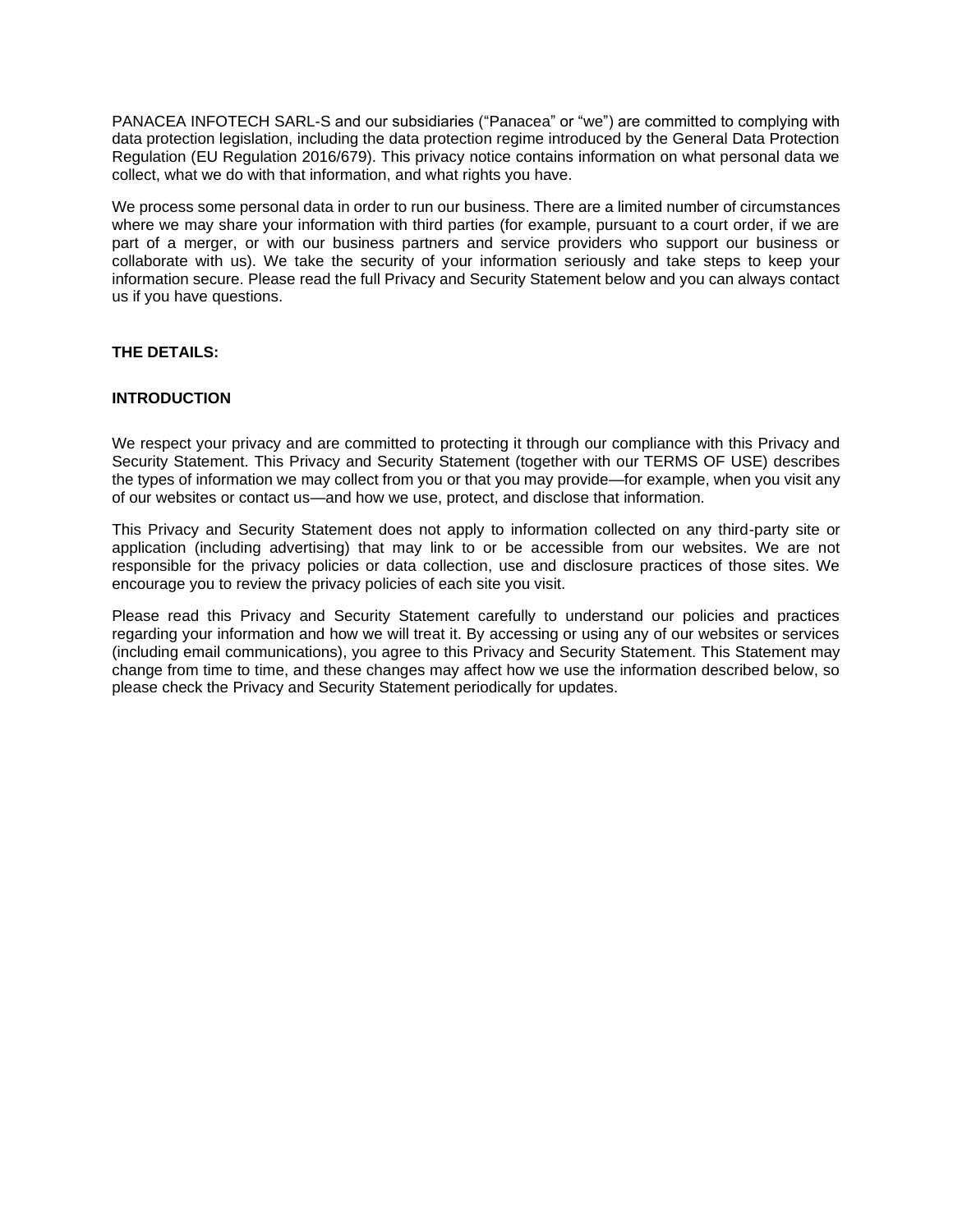PANACEA INFOTECH SARL-S and our subsidiaries (“Panacea” or “we”) are committed to complying with data protection legislation, including the data protection regime introduced by the General Data Protection Regulation (EU Regulation 2016/679). This privacy notice contains information on what personal data we collect, what we do with that information, and what rights you have.

We process some personal data in order to run our business. There are a limited number of circumstances where we may share your information with third parties (for example, pursuant to a court order, if we are part of a merger, or with our business partners and service providers who support our business or collaborate with us). We take the security of your information seriously and take steps to keep your information secure. Please read the full Privacy and Security Statement below and you can always contact us if you have questions.

**THE DETAILS:**

## INTRODUCTION

We respect your privacy and are committed to protecting it through our compliance with this Privacy and Security Statement. This Privacy and Security Statement (together with our TERMS OF USE) describes the types of information we may collect from you or that you may provide—for example, when you visit any of our websites or contact us—and how we use, protect, and disclose that information.

This Privacy and Security Statement does not apply to information collected on any third-party site or application (including advertising) that may link to or be accessible from our websites. We are not responsible for the privacy policies or data collection, use and disclosure practices of those sites. We encourage you to review the privacy policies of each site you visit.

Please read this Privacy and Security Statement carefully to understand our policies and practices regarding your information and how we will treat it. By accessing or using any of our websites or services (including email communications), you agree to this Privacy and Security Statement. This Statement may change from time to time, and these changes may affect how we use the information described below, so please check the Privacy and Security Statement periodically for updates.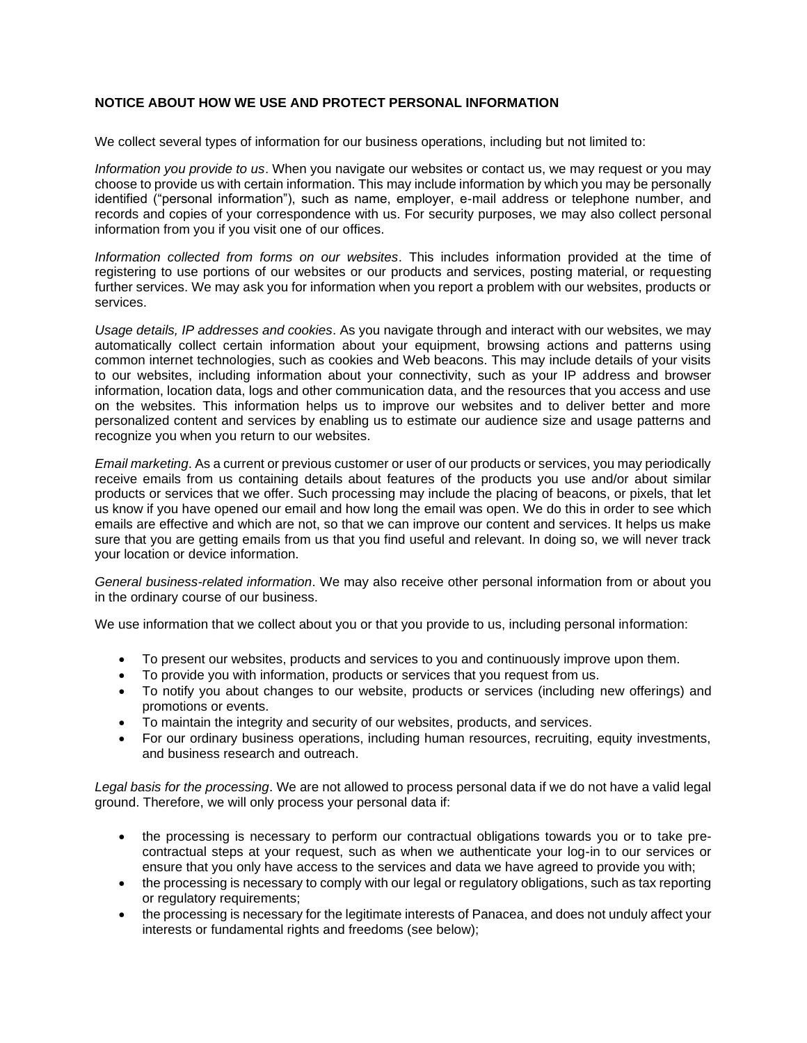**NOTICE ABOUT HOW WE USE AND PROTECT PERSONAL INFORMATION**

We collect several types of information for our business operations, including but not limited to:

*Information you provide to us*. When you navigate our websites or contact us, we may request or you may choose to provide us with certain information. This may include information by which you may be personally identified ("personal information"), such as name, employer, e-mail address or telephone number, and records and copies of your correspondence with us. For security purposes, we may also collect personal information from you if you visit one of our offices.

*Information collected from forms on our websites*. This includes information provided at the time of registering to use portions of our websites or our products and services, posting material, or requesting further services. We may ask you for information when you report a problem with our websites, products or services.

*Usage details, IP addresses and cookies*. As you navigate through and interact with our websites, we may automatically collect certain information about your equipment, browsing actions and patterns using common internet technologies, such as cookies and Web beacons. This may include details of your visits to our websites, including information about your connectivity, such as your IP address and browser information, location data, logs and other communication data, and the resources that you access and use on the websites. This information helps us to improve our websites and to deliver better and more personalized content and services by enabling us to estimate our audience size and usage patterns and recognize you when you return to our websites.

*Email marketing*. As a current or previous customer or user of our products or services, you may periodically receive emails from us containing details about features of the products you use and/or about similar products or services that we offer. Such processing may include the placing of beacons, or pixels, that let us know if you have opened our email and how long the email was open. We do this in order to see which emails are effective and which are not, so that we can improve our content and services. It helps us make sure that you are getting emails from us that you find useful and relevant. In doing so, we will never track your location or device information.

*General business-related information*. We may also receive other personal information from or about you in the ordinary course of our business.

We use information that we collect about you or that you provide to us, including personal information:

- To present our websites, products and services to you and continuously improve upon them.
- To provide you with information, products or services that you request from us.
- To notify you about changes to our website, products or services (including new offerings) and promotions or events.
- To maintain the integrity and security of our websites, products, and services.
- For our ordinary business operations, including human resources, recruiting, equity investments, and business research and outreach.

*Legal basis for the processing*. We are not allowed to process personal data if we do not have a valid legal ground. Therefore, we will only process your personal data if:

- the processing is necessary to perform our contractual obligations towards you or to take pre-contractual steps at your request, such as when we authenticate your log-in to our services or ensure that you only have access to the services and data we have agreed to provide you with;
- the processing is necessary to comply with our legal or regulatory obligations, such as tax reporting or regulatory requirements;
- the processing is necessary for the legitimate interests of Panacea, and does not unduly affect your interests or fundamental rights and freedoms (see below);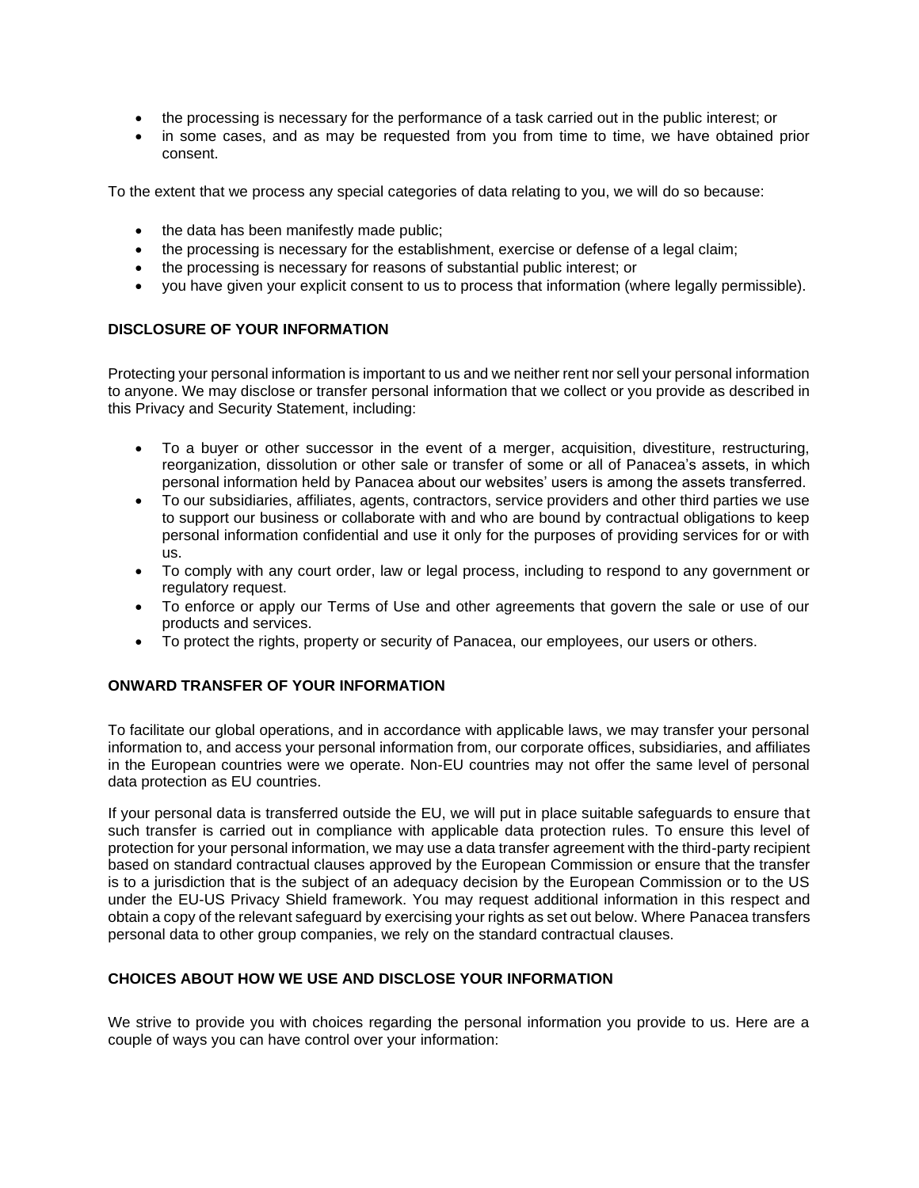- the processing is necessary for the performance of a task carried out in the public interest; or
- in some cases, and as may be requested from you from time to time, we have obtained prior consent.

To the extent that we process any special categories of data relating to you, we will do so because:

- the data has been manifestly made public;
- the processing is necessary for the establishment, exercise or defense of a legal claim;
- the processing is necessary for reasons of substantial public interest; or
- you have given your explicit consent to us to process that information (where legally permissible).

## DISCLOSURE OF YOUR INFORMATION

Protecting your personal information is important to us and we neither rent nor sell your personal information to anyone. We may disclose or transfer personal information that we collect or you provide as described in this Privacy and Security Statement, including:

- To a buyer or other successor in the event of a merger, acquisition, divestiture, restructuring, reorganization, dissolution or other sale or transfer of some or all of Panacea's assets, in which personal information held by Panacea about our websites' users is among the assets transferred.
- To our subsidiaries, affiliates, agents, contractors, service providers and other third parties we use to support our business or collaborate with and who are bound by contractual obligations to keep personal information confidential and use it only for the purposes of providing services for or with us.
- To comply with any court order, law or legal process, including to respond to any government or regulatory request.
- To enforce or apply our Terms of Use and other agreements that govern the sale or use of our products and services.
- To protect the rights, property or security of Panacea, our employees, our users or others.

## ONWARD TRANSFER OF YOUR INFORMATION

To facilitate our global operations, and in accordance with applicable laws, we may transfer your personal information to, and access your personal information from, our corporate offices, subsidiaries, and affiliates in the European countries were we operate. Non-EU countries may not offer the same level of personal data protection as EU countries.

If your personal data is transferred outside the EU, we will put in place suitable safeguards to ensure that such transfer is carried out in compliance with applicable data protection rules. To ensure this level of protection for your personal information, we may use a data transfer agreement with the third-party recipient based on standard contractual clauses approved by the European Commission or ensure that the transfer is to a jurisdiction that is the subject of an adequacy decision by the European Commission or to the US under the EU-US Privacy Shield framework. You may request additional information in this respect and obtain a copy of the relevant safeguard by exercising your rights as set out below. Where Panacea transfers personal data to other group companies, we rely on the standard contractual clauses.

## CHOICES ABOUT HOW WE USE AND DISCLOSE YOUR INFORMATION

We strive to provide you with choices regarding the personal information you provide to us. Here are a couple of ways you can have control over your information: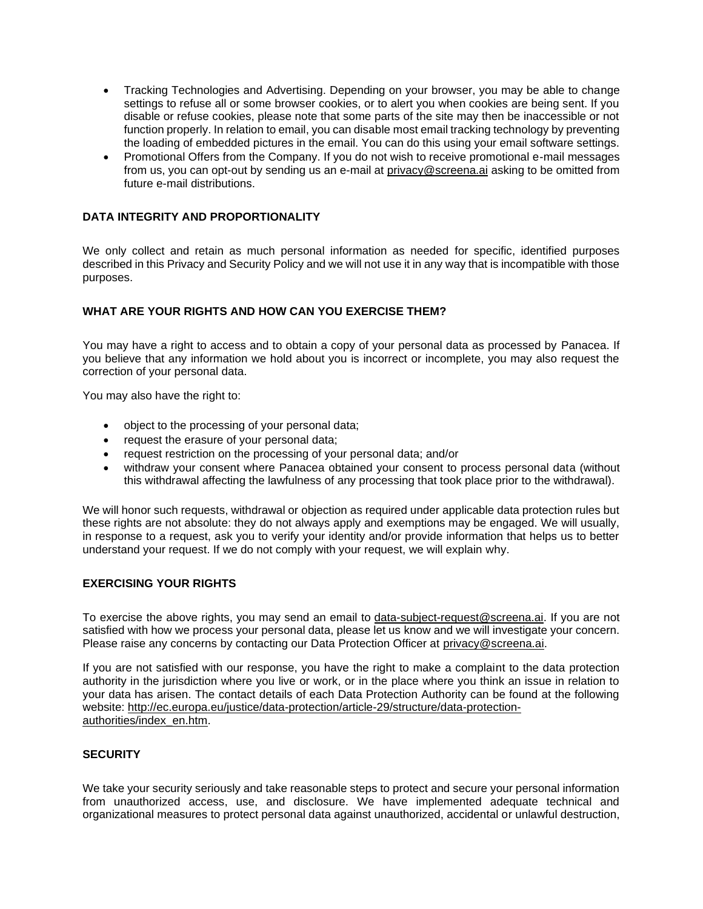- Tracking Technologies and Advertising. Depending on your browser, you may be able to change settings to refuse all or some browser cookies, or to alert you when cookies are being sent. If you disable or refuse cookies, please note that some parts of the site may then be inaccessible or not function properly. In relation to email, you can disable most email tracking technology by preventing the loading of embedded pictures in the email. You can do this using your email software settings.
- Promotional Offers from the Company. If you do not wish to receive promotional e-mail messages from us, you can opt-out by sending us an e-mail at privacy@screena.ai asking to be omitted from future e-mail distributions.

**DATA INTEGRITY AND PROPORTIONALITY**

We only collect and retain as much personal information as needed for specific, identified purposes described in this Privacy and Security Policy and we will not use it in any way that is incompatible with those purposes.

**WHAT ARE YOUR RIGHTS AND HOW CAN YOU EXERCISE THEM?**

You may have a right to access and to obtain a copy of your personal data as processed by Panacea. If you believe that any information we hold about you is incorrect or incomplete, you may also request the correction of your personal data.

You may also have the right to:

- object to the processing of your personal data;
- request the erasure of your personal data;
- request restriction on the processing of your personal data; and/or
- withdraw your consent where Panacea obtained your consent to process personal data (without this withdrawal affecting the lawfulness of any processing that took place prior to the withdrawal).

We will honor such requests, withdrawal or objection as required under applicable data protection rules but these rights are not absolute: they do not always apply and exemptions may be engaged. We will usually, in response to a request, ask you to verify your identity and/or provide information that helps us to better understand your request. If we do not comply with your request, we will explain why.

**EXERCISING YOUR RIGHTS**

To exercise the above rights, you may send an email to data-subject-request@screena.ai. If you are not satisfied with how we process your personal data, please let us know and we will investigate your concern. Please raise any concerns by contacting our Data Protection Officer at privacy@screena.ai.

If you are not satisfied with our response, you have the right to make a complaint to the data protection authority in the jurisdiction where you live or work, or in the place where you think an issue in relation to your data has arisen. The contact details of each Data Protection Authority can be found at the following website: http://ec.europa.eu/justice/data-protection/article-29/structure/data-protection-authorities/index_en.htm.

**SECURITY**

We take your security seriously and take reasonable steps to protect and secure your personal information from unauthorized access, use, and disclosure. We have implemented adequate technical and organizational measures to protect personal data against unauthorized, accidental or unlawful destruction,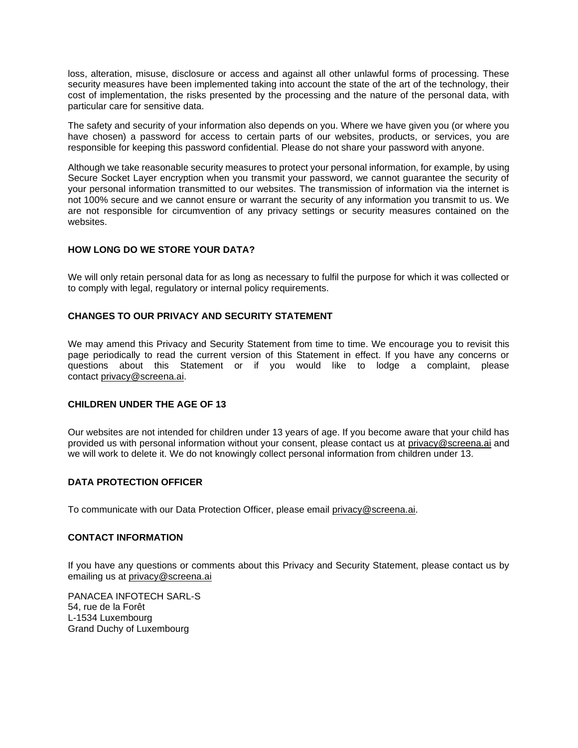loss, alteration, misuse, disclosure or access and against all other unlawful forms of processing. These security measures have been implemented taking into account the state of the art of the technology, their cost of implementation, the risks presented by the processing and the nature of the personal data, with particular care for sensitive data.

The safety and security of your information also depends on you. Where we have given you (or where you have chosen) a password for access to certain parts of our websites, products, or services, you are responsible for keeping this password confidential. Please do not share your password with anyone.

Although we take reasonable security measures to protect your personal information, for example, by using Secure Socket Layer encryption when you transmit your password, we cannot guarantee the security of your personal information transmitted to our websites. The transmission of information via the internet is not 100% secure and we cannot ensure or warrant the security of any information you transmit to us. We are not responsible for circumvention of any privacy settings or security measures contained on the websites.

**HOW LONG DO WE STORE YOUR DATA?**

We will only retain personal data for as long as necessary to fulfil the purpose for which it was collected or to comply with legal, regulatory or internal policy requirements.

**CHANGES TO OUR PRIVACY AND SECURITY STATEMENT**

We may amend this Privacy and Security Statement from time to time. We encourage you to revisit this page periodically to read the current version of this Statement in effect. If you have any concerns or questions about this Statement or if you would like to lodge a complaint, please contact privacy@screena.ai.

**CHILDREN UNDER THE AGE OF 13**

Our websites are not intended for children under 13 years of age. If you become aware that your child has provided us with personal information without your consent, please contact us at privacy@screena.ai and we will work to delete it. We do not knowingly collect personal information from children under 13.

**DATA PROTECTION OFFICER**

To communicate with our Data Protection Officer, please email privacy@screena.ai.

**CONTACT INFORMATION**

If you have any questions or comments about this Privacy and Security Statement, please contact us by emailing us at privacy@screena.ai

PANACEA INFOTECH SARL-S
54, rue de la Forêt
L-1534 Luxembourg
Grand Duchy of Luxembourg